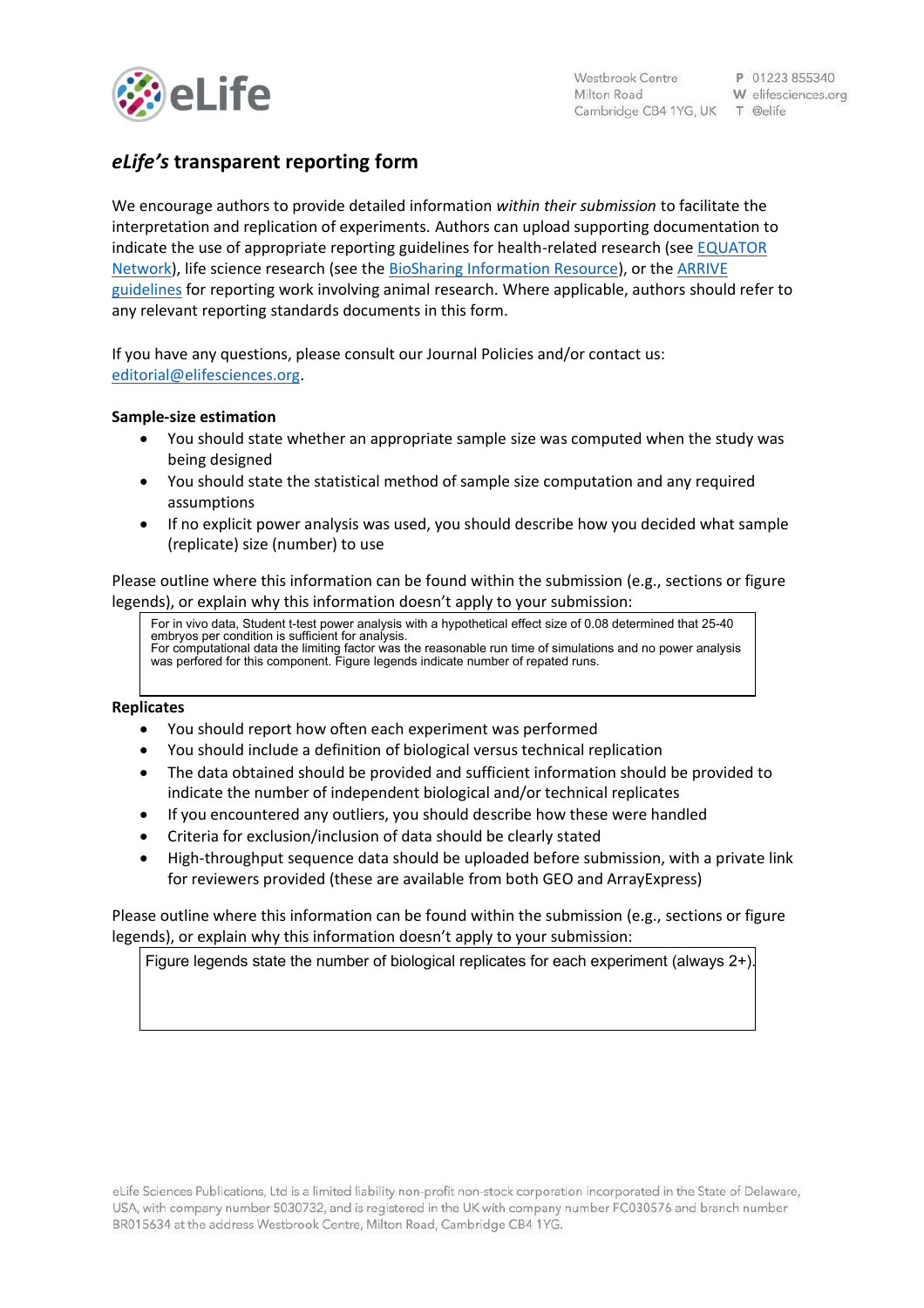# *eLife's* transparent reporting form

We encourage authors to provide detailed information *within their submission* to facilitate the interpretation and replication of experiments. Authors can upload supporting documentation to indicate the use of appropriate reporting guidelines for health-related research (see EQUATOR Network), life science research (see the BioSharing Information Resource), or the ARRIVE guidelines for reporting work involving animal research. Where applicable, authors should refer to any relevant reporting standards documents in this form.

If you have any questions, please consult our Journal Policies and/or contact us: editorial@elifesciences.org.

**Sample-size estimation**

- You should state whether an appropriate sample size was computed when the study was being designed
- You should state the statistical method of sample size computation and any required assumptions
- If no explicit power analysis was used, you should describe how you decided what sample (replicate) size (number) to use

Please outline where this information can be found within the submission (e.g., sections or figure legends), or explain why this information doesn't apply to your submission:

> For in vivo data, Student t-test power analysis with a hypothetical effect size of 0.08 determined that 25-40 embryos per condition is sufficient for analysis.
> For computational data the limiting factor was the reasonable run time of simulations and no power analysis was perfored for this component. Figure legends indicate number of repated runs.

**Replicates**

- You should report how often each experiment was performed
- You should include a definition of biological versus technical replication
- The data obtained should be provided and sufficient information should be provided to indicate the number of independent biological and/or technical replicates
- If you encountered any outliers, you should describe how these were handled
- Criteria for exclusion/inclusion of data should be clearly stated
- High-throughput sequence data should be uploaded before submission, with a private link for reviewers provided (these are available from both GEO and ArrayExpress)

Please outline where this information can be found within the submission (e.g., sections or figure legends), or explain why this information doesn't apply to your submission:

> Figure legends state the number of biological replicates for each experiment (always 2+).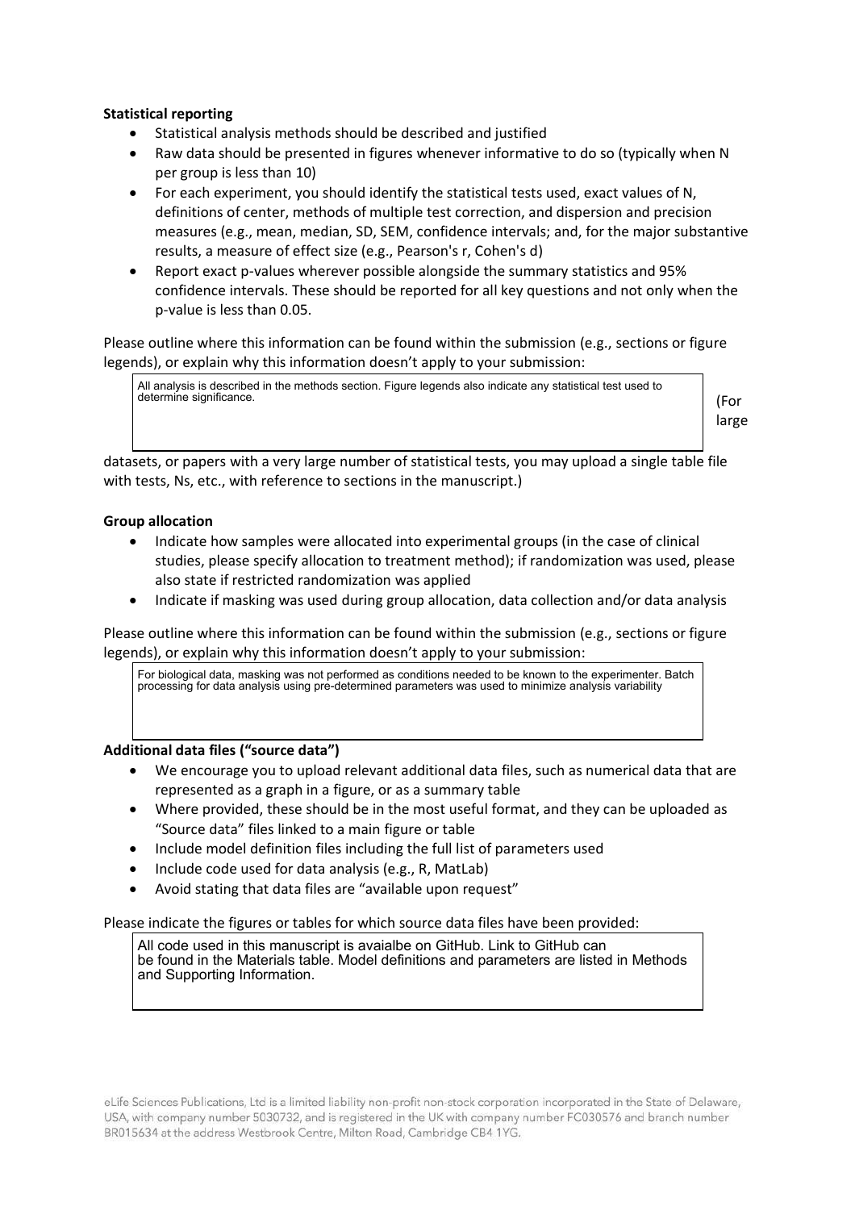**Statistical reporting**

- Statistical analysis methods should be described and justified
- Raw data should be presented in figures whenever informative to do so (typically when N per group is less than 10)
- For each experiment, you should identify the statistical tests used, exact values of N, definitions of center, methods of multiple test correction, and dispersion and precision measures (e.g., mean, median, SD, SEM, confidence intervals; and, for the major substantive results, a measure of effect size (e.g., Pearson's r, Cohen's d)
- Report exact p-values wherever possible alongside the summary statistics and 95% confidence intervals. These should be reported for all key questions and not only when the p-value is less than 0.05.

Please outline where this information can be found within the submission (e.g., sections or figure legends), or explain why this information doesn't apply to your submission:

> All analysis is described in the methods section. Figure legends also indicate any statistical test used to determine significance.

(For large datasets, or papers with a very large number of statistical tests, you may upload a single table file with tests, Ns, etc., with reference to sections in the manuscript.)

**Group allocation**

- Indicate how samples were allocated into experimental groups (in the case of clinical studies, please specify allocation to treatment method); if randomization was used, please also state if restricted randomization was applied
- Indicate if masking was used during group allocation, data collection and/or data analysis

Please outline where this information can be found within the submission (e.g., sections or figure legends), or explain why this information doesn't apply to your submission:

> For biological data, masking was not performed as conditions needed to be known to the experimenter. Batch processing for data analysis using pre-determined parameters was used to minimize analysis variability

**Additional data files ("source data")**

- We encourage you to upload relevant additional data files, such as numerical data that are represented as a graph in a figure, or as a summary table
- Where provided, these should be in the most useful format, and they can be uploaded as "Source data" files linked to a main figure or table
- Include model definition files including the full list of parameters used
- Include code used for data analysis (e.g., R, MatLab)
- Avoid stating that data files are "available upon request"

Please indicate the figures or tables for which source data files have been provided:

> All code used in this manuscript is avaialbe on GitHub. Link to GitHub can be found in the Materials table. Model definitions and parameters are listed in Methods and Supporting Information.

eLife Sciences Publications, Ltd is a limited liability non-profit non-stock corporation incorporated in the State of Delaware, USA, with company number 5030732, and is registered in the UK with company number FC030576 and branch number BR015634 at the address Westbrook Centre, Milton Road, Cambridge CB4 1YG.